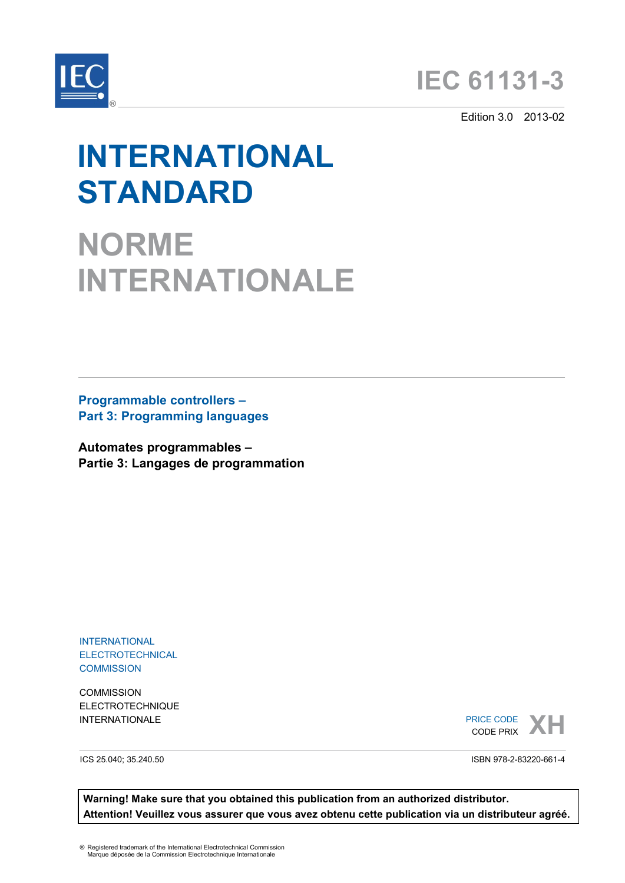# IEC 61131-3

Edition 3.0 2013-02

# INTERNATIONAL STANDARD

# NORME INTERNATIONALE

**Programmable controllers –**
**Part 3: Programming languages**

**Automates programmables –**
**Partie 3: Langages de programmation**

INTERNATIONAL ELECTROTECHNICAL COMMISSION

COMMISSION ELECTROTECHNIQUE INTERNATIONALE

PRICE CODE
CODE PRIX **XH**

ICS 25.040; 35.240.50

ISBN 978-2-83220-661-4

**Warning! Make sure that you obtained this publication from an authorized distributor.**
**Attention! Veuillez vous assurer que vous avez obtenu cette publication via un distributeur agréé.**

® Registered trademark of the International Electrotechnical Commission
Marque déposée de la Commission Electrotechnique Internationale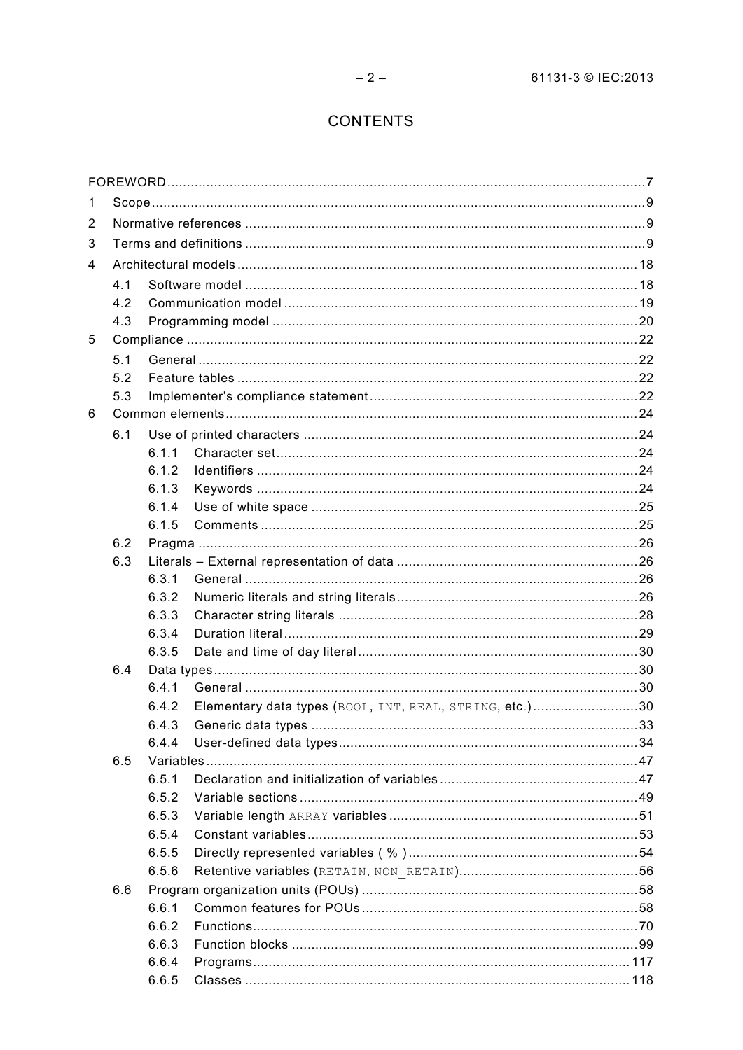# CONTENTS

FOREWORD ... 7

1 Scope ... 9

2 Normative references ... 9

3 Terms and definitions ... 9

4 Architectural models ... 18

- 4.1 Software model ... 18
- 4.2 Communication model ... 19
- 4.3 Programming model ... 20

5 Compliance ... 22

- 5.1 General ... 22
- 5.2 Feature tables ... 22
- 5.3 Implementer's compliance statement ... 22

6 Common elements ... 24

- 6.1 Use of printed characters ... 24
  - 6.1.1 Character set ... 24
  - 6.1.2 Identifiers ... 24
  - 6.1.3 Keywords ... 24
  - 6.1.4 Use of white space ... 25
  - 6.1.5 Comments ... 25
- 6.2 Pragma ... 26
- 6.3 Literals – External representation of data ... 26
  - 6.3.1 General ... 26
  - 6.3.2 Numeric literals and string literals ... 26
  - 6.3.3 Character string literals ... 28
  - 6.3.4 Duration literal ... 29
  - 6.3.5 Date and time of day literal ... 30
- 6.4 Data types ... 30
  - 6.4.1 General ... 30
  - 6.4.2 Elementary data types (`BOOL`, `INT`, `REAL`, `STRING`, etc.) ... 30
  - 6.4.3 Generic data types ... 33
  - 6.4.4 User-defined data types ... 34
- 6.5 Variables ... 47
  - 6.5.1 Declaration and initialization of variables ... 47
  - 6.5.2 Variable sections ... 49
  - 6.5.3 Variable length `ARRAY` variables ... 51
  - 6.5.4 Constant variables ... 53
  - 6.5.5 Directly represented variables ( % ) ... 54
  - 6.5.6 Retentive variables (`RETAIN`, `NON_RETAIN`) ... 56
- 6.6 Program organization units (POUs) ... 58
  - 6.6.1 Common features for POUs ... 58
  - 6.6.2 Functions ... 70
  - 6.6.3 Function blocks ... 99
  - 6.6.4 Programs ... 117
  - 6.6.5 Classes ... 118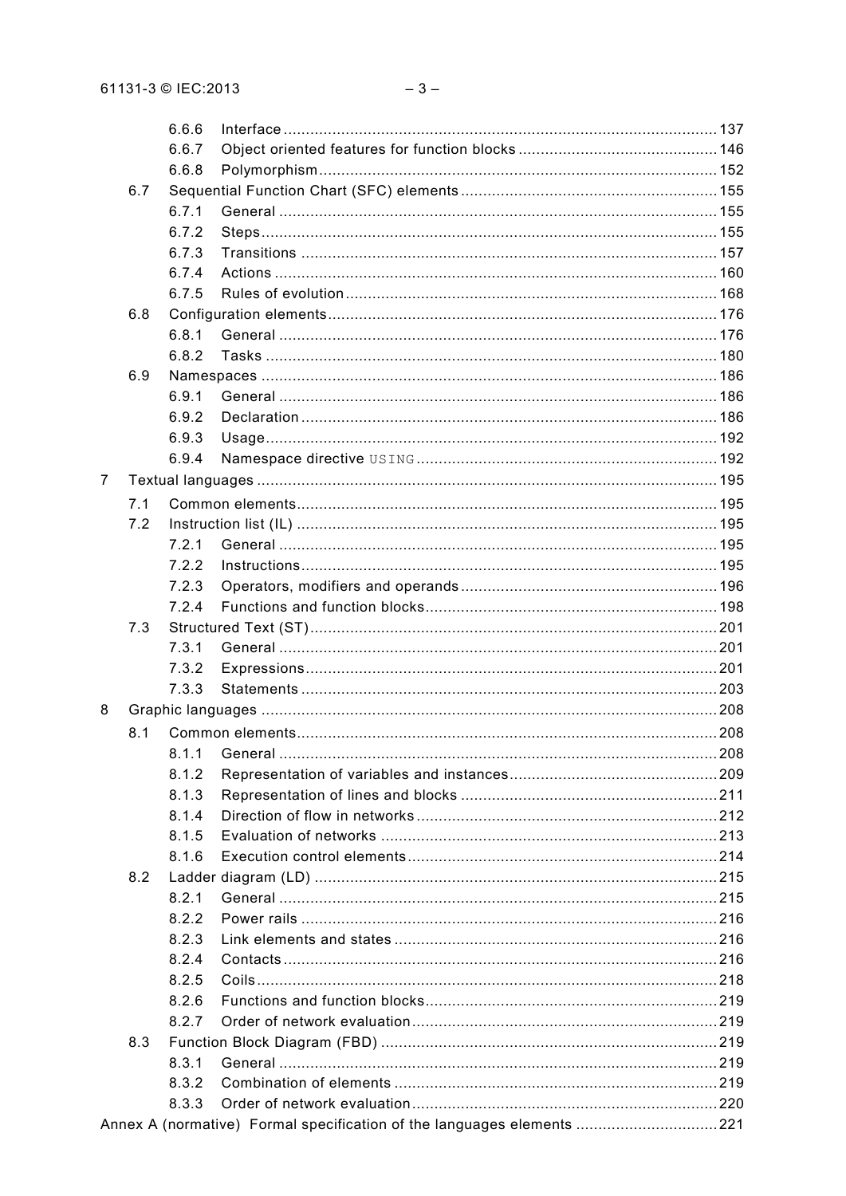6.6.6 Interface ..................................................................................................... 137
6.6.7 Object oriented features for function blocks ............................................. 146
6.6.8 Polymorphism ........................................................................................... 152
6.7 Sequential Function Chart (SFC) elements .......................................................... 155
6.7.1 General .................................................................................................... 155
6.7.2 Steps ........................................................................................................ 155
6.7.3 Transitions ............................................................................................... 157
6.7.4 Actions ..................................................................................................... 160
6.7.5 Rules of evolution ..................................................................................... 168
6.8 Configuration elements ........................................................................................ 176
6.8.1 General .................................................................................................... 176
6.8.2 Tasks ....................................................................................................... 180
6.9 Namespaces ........................................................................................................ 186
6.9.1 General .................................................................................................... 186
6.9.2 Declaration ............................................................................................... 186
6.9.3 Usage ....................................................................................................... 192
6.9.4 Namespace directive `USING` .................................................................... 192
7 Textual languages ......................................................................................................... 195
7.1 Common elements ............................................................................................... 195
7.2 Instruction list (IL) ............................................................................................... 195
7.2.1 General .................................................................................................... 195
7.2.2 Instructions ............................................................................................... 195
7.2.3 Operators, modifiers and operands ........................................................... 196
7.2.4 Functions and function blocks ................................................................... 198
7.3 Structured Text (ST) ............................................................................................ 201
7.3.1 General .................................................................................................... 201
7.3.2 Expressions .............................................................................................. 201
7.3.3 Statements ............................................................................................... 203
8 Graphic languages ........................................................................................................ 208
8.1 Common elements ............................................................................................... 208
8.1.1 General .................................................................................................... 208
8.1.2 Representation of variables and instances ................................................ 209
8.1.3 Representation of lines and blocks ........................................................... 211
8.1.4 Direction of flow in networks .................................................................... 212
8.1.5 Evaluation of networks ............................................................................. 213
8.1.6 Execution control elements ....................................................................... 214
8.2 Ladder diagram (LD) ............................................................................................ 215
8.2.1 General .................................................................................................... 215
8.2.2 Power rails ............................................................................................... 216
8.2.3 Link elements and states .......................................................................... 216
8.2.4 Contacts ................................................................................................... 216
8.2.5 Coils ......................................................................................................... 218
8.2.6 Functions and function blocks ................................................................... 219
8.2.7 Order of network evaluation ...................................................................... 219
8.3 Function Block Diagram (FBD) ............................................................................. 219
8.3.1 General .................................................................................................... 219
8.3.2 Combination of elements .......................................................................... 219
8.3.3 Order of network evaluation ...................................................................... 220
Annex A (normative) Formal specification of the languages elements ................................ 221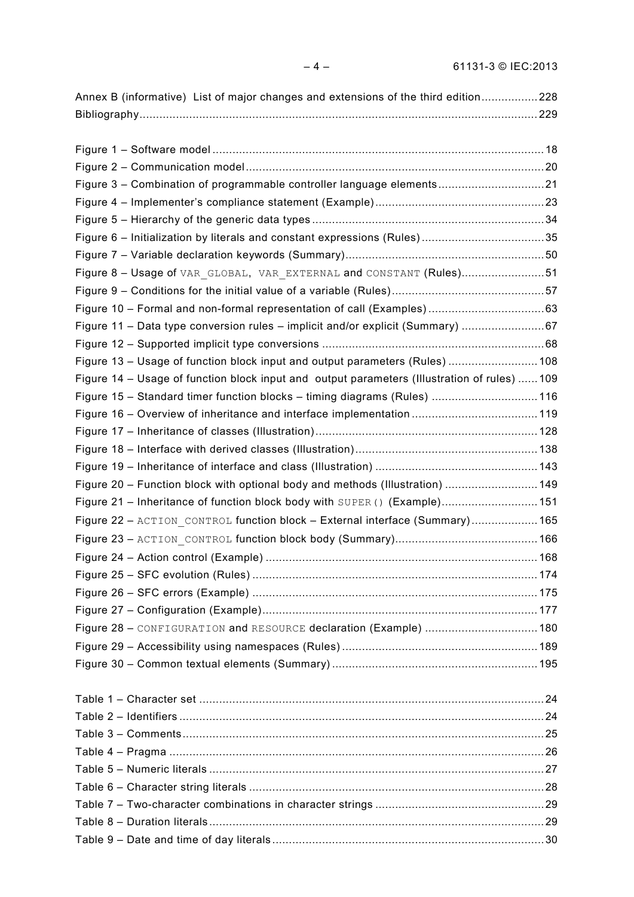Annex B (informative) List of major changes and extensions of the third edition ................. 228
Bibliography ....................................................................................................................... 229

Figure 1 – Software model ................................................................................................... 18
Figure 2 – Communication model ......................................................................................... 20
Figure 3 – Combination of programmable controller language elements ................................ 21
Figure 4 – Implementer's compliance statement (Example) ................................................... 23
Figure 5 – Hierarchy of the generic data types ..................................................................... 34
Figure 6 – Initialization by literals and constant expressions (Rules) ..................................... 35
Figure 7 – Variable declaration keywords (Summary) ............................................................ 50
Figure 8 – Usage of `VAR_GLOBAL`, `VAR_EXTERNAL` and `CONSTANT` (Rules) ......................... 51
Figure 9 – Conditions for the initial value of a variable (Rules) .............................................. 57
Figure 10 – Formal and non-formal representation of call (Examples) ................................... 63
Figure 11 – Data type conversion rules – implicit and/or explicit (Summary) ......................... 67
Figure 12 – Supported implicit type conversions ................................................................... 68
Figure 13 – Usage of function block input and output parameters (Rules) ........................... 108
Figure 14 – Usage of function block input and output parameters (Illustration of rules) ...... 109
Figure 15 – Standard timer function blocks – timing diagrams (Rules) ................................ 116
Figure 16 – Overview of inheritance and interface implementation ...................................... 119
Figure 17 – Inheritance of classes (Illustration) ................................................................... 128
Figure 18 – Interface with derived classes (Illustration) ....................................................... 138
Figure 19 – Inheritance of interface and class (Illustration) ................................................. 143
Figure 20 – Function block with optional body and methods (Illustration) ............................ 149
Figure 21 – Inheritance of function block body with `SUPER()` (Example) ............................. 151
Figure 22 – `ACTION_CONTROL` function block – External interface (Summary) .................... 165
Figure 23 – `ACTION_CONTROL` function block body (Summary) ........................................... 166
Figure 24 – Action control (Example) .................................................................................. 168
Figure 25 – SFC evolution (Rules) ...................................................................................... 174
Figure 26 – SFC errors (Example) ...................................................................................... 175
Figure 27 – Configuration (Example) ................................................................................... 177
Figure 28 – `CONFIGURATION` and `RESOURCE` declaration (Example) .................................. 180
Figure 29 – Accessibility using namespaces (Rules) ........................................................... 189
Figure 30 – Common textual elements (Summary) .............................................................. 195

Table 1 – Character set ........................................................................................................ 24
Table 2 – Identifiers ............................................................................................................. 24
Table 3 – Comments ............................................................................................................ 25
Table 4 – Pragma ................................................................................................................ 26
Table 5 – Numeric literals .................................................................................................... 27
Table 6 – Character string literals ......................................................................................... 28
Table 7 – Two-character combinations in character strings .................................................. 29
Table 8 – Duration literals .................................................................................................... 29
Table 9 – Date and time of day literals ................................................................................. 30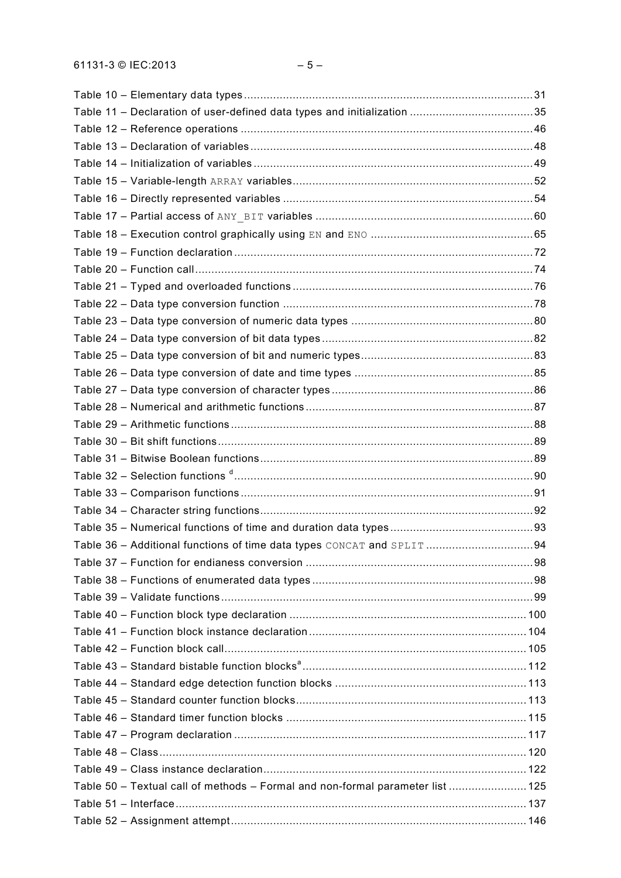Table 10 – Elementary data types ........................................................................................31
Table 11 – Declaration of user-defined data types and initialization ......................................35
Table 12 – Reference operations .........................................................................................46
Table 13 – Declaration of variables ......................................................................................48
Table 14 – Initialization of variables .....................................................................................49
Table 15 – Variable-length `ARRAY` variables .........................................................................52
Table 16 – Directly represented variables ............................................................................54
Table 17 – Partial access of `ANY_BIT` variables ..................................................................60
Table 18 – Execution control graphically using `EN` and `ENO` .................................................65
Table 19 – Function declaration ...........................................................................................72
Table 20 – Function call .......................................................................................................74
Table 21 – Typed and overloaded functions .........................................................................76
Table 22 – Data type conversion function ............................................................................78
Table 23 – Data type conversion of numeric data types .......................................................80
Table 24 – Data type conversion of bit data types ................................................................82
Table 25 – Data type conversion of bit and numeric types ....................................................83
Table 26 – Data type conversion of date and time types ......................................................85
Table 27 – Data type conversion of character types .............................................................86
Table 28 – Numerical and arithmetic functions .....................................................................87
Table 29 – Arithmetic functions ............................................................................................88
Table 30 – Bit shift functions ................................................................................................89
Table 31 – Bitwise Boolean functions ...................................................................................89
Table 32 – Selection functions [d] ..........................................................................................90
Table 33 – Comparison functions .........................................................................................91
Table 34 – Character string functions ...................................................................................92
Table 35 – Numerical functions of time and duration data types ...........................................93
Table 36 – Additional functions of time data types `CONCAT` and `SPLIT` ................................94
Table 37 – Function for endianess conversion .....................................................................98
Table 38 – Functions of enumerated data types ...................................................................98
Table 39 – Validate functions ...............................................................................................99
Table 40 – Function block type declaration ........................................................................100
Table 41 – Function block instance declaration ..................................................................104
Table 42 – Function block call ............................................................................................105
Table 43 – Standard bistable function blocks[a] ....................................................................112
Table 44 – Standard edge detection function blocks ..........................................................113
Table 45 – Standard counter function blocks ......................................................................113
Table 46 – Standard timer function blocks .........................................................................115
Table 47 – Program declaration .........................................................................................117
Table 48 – Class ................................................................................................................120
Table 49 – Class instance declaration ................................................................................122
Table 50 – Textual call of methods – Formal and non-formal parameter list ........................125
Table 51 – Interface ...........................................................................................................137
Table 52 – Assignment attempt ..........................................................................................146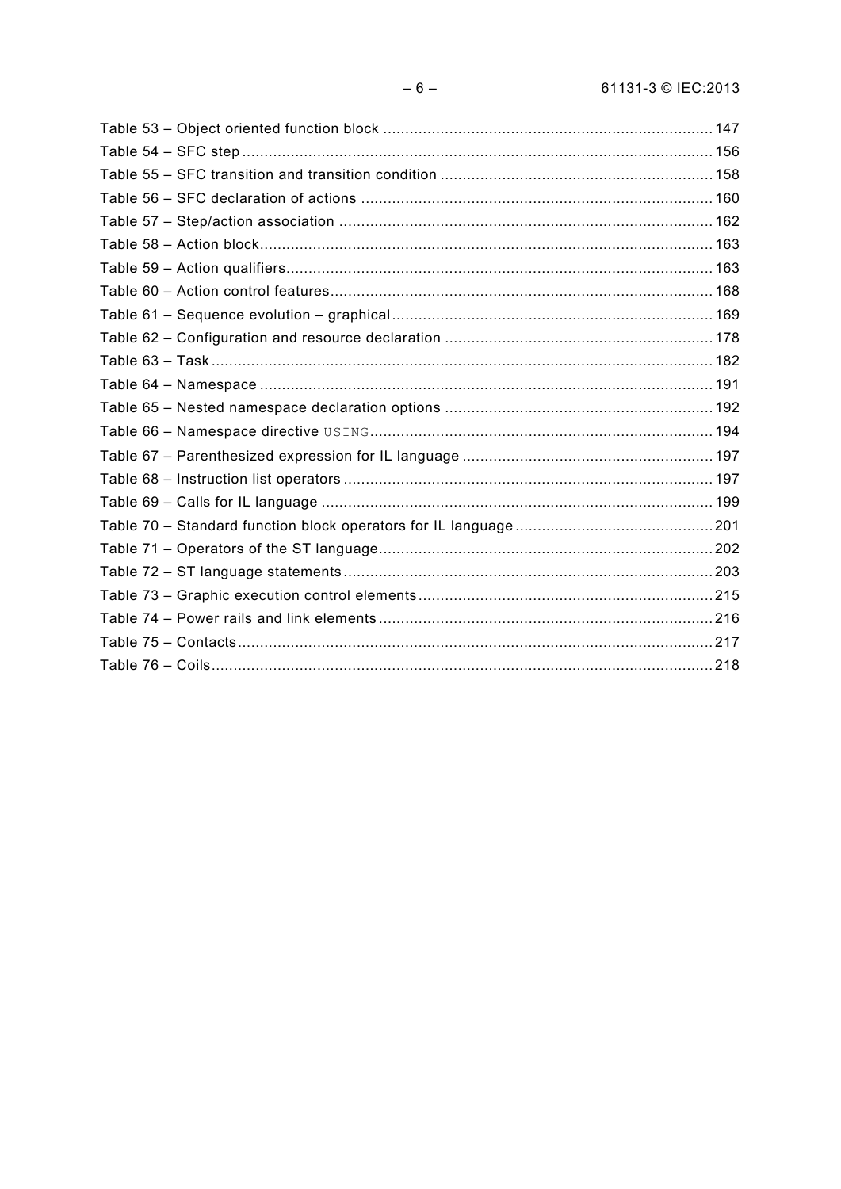Table 53 – Object oriented function block ........................................................................... 147
Table 54 – SFC step ........................................................................................................... 156
Table 55 – SFC transition and transition condition .............................................................. 158
Table 56 – SFC declaration of actions ................................................................................ 160
Table 57 – Step/action association ..................................................................................... 162
Table 58 – Action block ....................................................................................................... 163
Table 59 – Action qualifiers ................................................................................................. 163
Table 60 – Action control features ....................................................................................... 168
Table 61 – Sequence evolution – graphical ......................................................................... 169
Table 62 – Configuration and resource declaration ............................................................. 178
Table 63 – Task .................................................................................................................. 182
Table 64 – Namespace ....................................................................................................... 191
Table 65 – Nested namespace declaration options ............................................................. 192
Table 66 – Namespace directive `USING` ............................................................................ 194
Table 67 – Parenthesized expression for IL language ......................................................... 197
Table 68 – Instruction list operators .................................................................................... 197
Table 69 – Calls for IL language ......................................................................................... 199
Table 70 – Standard function block operators for IL language ............................................. 201
Table 71 – Operators of the ST language ............................................................................ 202
Table 72 – ST language statements .................................................................................... 203
Table 73 – Graphic execution control elements ................................................................... 215
Table 74 – Power rails and link elements ............................................................................ 216
Table 75 – Contacts ............................................................................................................ 217
Table 76 – Coils .................................................................................................................. 218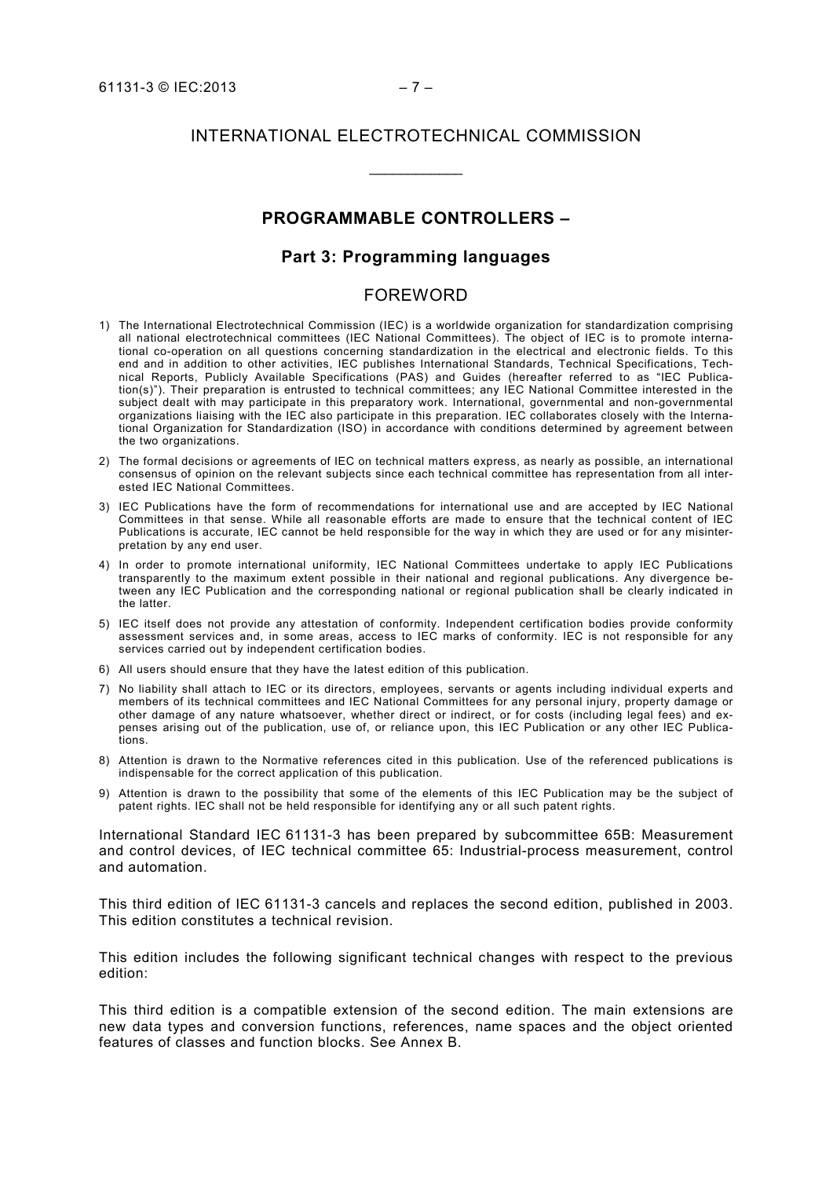# INTERNATIONAL ELECTROTECHNICAL COMMISSION

---

## PROGRAMMABLE CONTROLLERS –

## Part 3: Programming languages

## FOREWORD

1) The International Electrotechnical Commission (IEC) is a worldwide organization for standardization comprising all national electrotechnical committees (IEC National Committees). The object of IEC is to promote international co-operation on all questions concerning standardization in the electrical and electronic fields. To this end and in addition to other activities, IEC publishes International Standards, Technical Specifications, Technical Reports, Publicly Available Specifications (PAS) and Guides (hereafter referred to as "IEC Publication(s)"). Their preparation is entrusted to technical committees; any IEC National Committee interested in the subject dealt with may participate in this preparatory work. International, governmental and non-governmental organizations liaising with the IEC also participate in this preparation. IEC collaborates closely with the International Organization for Standardization (ISO) in accordance with conditions determined by agreement between the two organizations.
2) The formal decisions or agreements of IEC on technical matters express, as nearly as possible, an international consensus of opinion on the relevant subjects since each technical committee has representation from all interested IEC National Committees.
3) IEC Publications have the form of recommendations for international use and are accepted by IEC National Committees in that sense. While all reasonable efforts are made to ensure that the technical content of IEC Publications is accurate, IEC cannot be held responsible for the way in which they are used or for any misinterpretation by any end user.
4) In order to promote international uniformity, IEC National Committees undertake to apply IEC Publications transparently to the maximum extent possible in their national and regional publications. Any divergence between any IEC Publication and the corresponding national or regional publication shall be clearly indicated in the latter.
5) IEC itself does not provide any attestation of conformity. Independent certification bodies provide conformity assessment services and, in some areas, access to IEC marks of conformity. IEC is not responsible for any services carried out by independent certification bodies.
6) All users should ensure that they have the latest edition of this publication.
7) No liability shall attach to IEC or its directors, employees, servants or agents including individual experts and members of its technical committees and IEC National Committees for any personal injury, property damage or other damage of any nature whatsoever, whether direct or indirect, or for costs (including legal fees) and expenses arising out of the publication, use of, or reliance upon, this IEC Publication or any other IEC Publications.
8) Attention is drawn to the Normative references cited in this publication. Use of the referenced publications is indispensable for the correct application of this publication.
9) Attention is drawn to the possibility that some of the elements of this IEC Publication may be the subject of patent rights. IEC shall not be held responsible for identifying any or all such patent rights.

International Standard IEC 61131-3 has been prepared by subcommittee 65B: Measurement and control devices, of IEC technical committee 65: Industrial-process measurement, control and automation.

This third edition of IEC 61131-3 cancels and replaces the second edition, published in 2003. This edition constitutes a technical revision.

This edition includes the following significant technical changes with respect to the previous edition:

This third edition is a compatible extension of the second edition. The main extensions are new data types and conversion functions, references, name spaces and the object oriented features of classes and function blocks. See Annex B.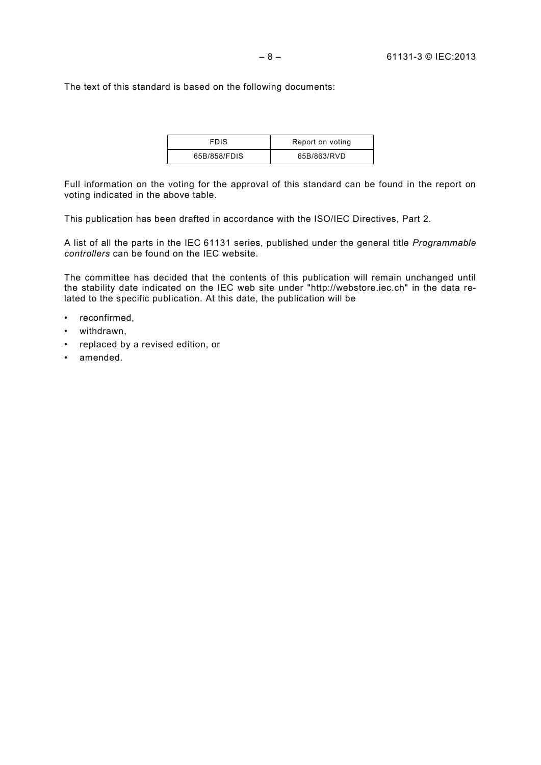The text of this standard is based on the following documents:

| FDIS | Report on voting |
| --- | --- |
| 65B/858/FDIS | 65B/863/RVD |

Full information on the voting for the approval of this standard can be found in the report on voting indicated in the above table.

This publication has been drafted in accordance with the ISO/IEC Directives, Part 2.

A list of all the parts in the IEC 61131 series, published under the general title *Programmable controllers* can be found on the IEC website.

The committee has decided that the contents of this publication will remain unchanged until the stability date indicated on the IEC web site under "http://webstore.iec.ch" in the data related to the specific publication. At this date, the publication will be

- reconfirmed,
- withdrawn,
- replaced by a revised edition, or
- amended.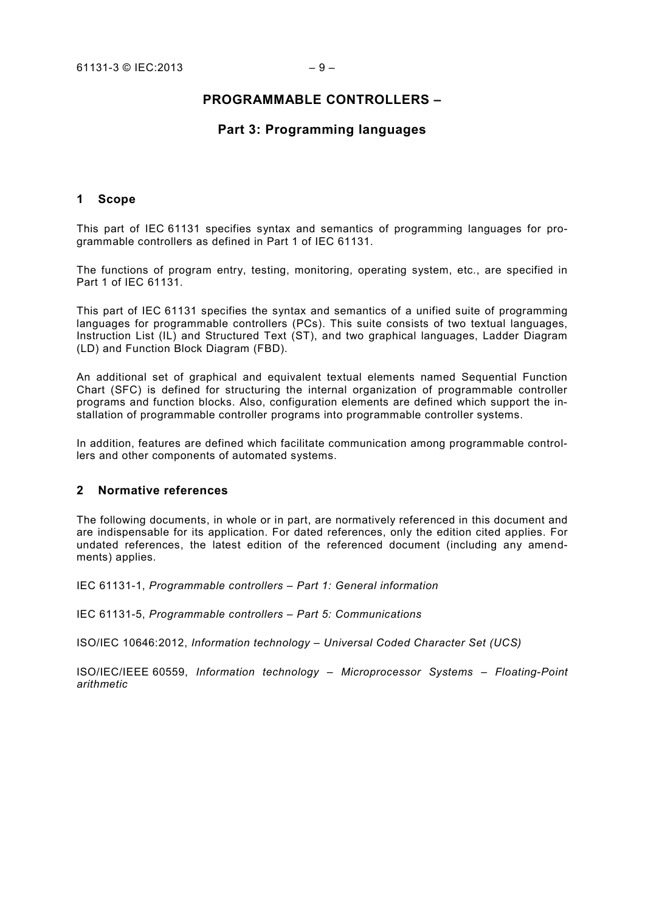# PROGRAMMABLE CONTROLLERS –

## Part 3: Programming languages

## 1 Scope

This part of IEC 61131 specifies syntax and semantics of programming languages for programmable controllers as defined in Part 1 of IEC 61131.

The functions of program entry, testing, monitoring, operating system, etc., are specified in Part 1 of IEC 61131.

This part of IEC 61131 specifies the syntax and semantics of a unified suite of programming languages for programmable controllers (PCs). This suite consists of two textual languages, Instruction List (IL) and Structured Text (ST), and two graphical languages, Ladder Diagram (LD) and Function Block Diagram (FBD).

An additional set of graphical and equivalent textual elements named Sequential Function Chart (SFC) is defined for structuring the internal organization of programmable controller programs and function blocks. Also, configuration elements are defined which support the installation of programmable controller programs into programmable controller systems.

In addition, features are defined which facilitate communication among programmable controllers and other components of automated systems.

## 2 Normative references

The following documents, in whole or in part, are normatively referenced in this document and are indispensable for its application. For dated references, only the edition cited applies. For undated references, the latest edition of the referenced document (including any amendments) applies.

IEC 61131-1, *Programmable controllers – Part 1: General information*

IEC 61131-5, *Programmable controllers – Part 5: Communications*

ISO/IEC 10646:2012, *Information technology – Universal Coded Character Set (UCS)*

ISO/IEC/IEEE 60559, *Information technology – Microprocessor Systems – Floating-Point arithmetic*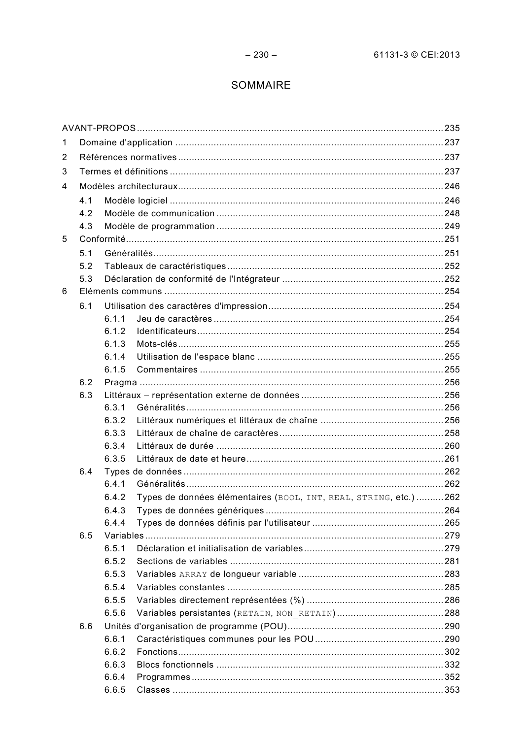# SOMMAIRE

AVANT-PROPOS ............................................................................................................ 235

1 Domaine d'application ............................................................................................ 237

2 Références normatives ........................................................................................... 237

3 Termes et définitions .............................................................................................. 237

4 Modèles architecturaux ........................................................................................... 246

- 4.1 Modèle logiciel ................................................................................................. 246
- 4.2 Modèle de communication ................................................................................ 248
- 4.3 Modèle de programmation ................................................................................ 249

5 Conformité ............................................................................................................... 251

- 5.1 Généralités ....................................................................................................... 251
- 5.2 Tableaux de caractéristiques ............................................................................ 252
- 5.3 Déclaration de conformité de l'Intégrateur ........................................................ 252

6 Eléments communs ................................................................................................. 254

- 6.1 Utilisation des caractères d'impression ............................................................. 254
  - 6.1.1 Jeu de caractères ..................................................................................... 254
  - 6.1.2 Identificateurs ........................................................................................... 254
  - 6.1.3 Mots-clés .................................................................................................. 255
  - 6.1.4 Utilisation de l'espace blanc ..................................................................... 255
  - 6.1.5 Commentaires .......................................................................................... 255
- 6.2 Pragma ............................................................................................................. 256
- 6.3 Littéraux – représentation externe de données ................................................. 256
  - 6.3.1 Généralités ............................................................................................... 256
  - 6.3.2 Littéraux numériques et littéraux de chaîne .............................................. 256
  - 6.3.3 Littéraux de chaîne de caractères ............................................................. 258
  - 6.3.4 Littéraux de durée .................................................................................... 260
  - 6.3.5 Littéraux de date et heure ......................................................................... 261
- 6.4 Types de données ............................................................................................. 262
  - 6.4.1 Généralités ............................................................................................... 262
  - 6.4.2 Types de données élémentaires (`BOOL`, `INT`, `REAL`, `STRING`, etc.) .......... 262
  - 6.4.3 Types de données génériques .................................................................. 264
  - 6.4.4 Types de données définis par l'utilisateur ................................................. 265
- 6.5 Variables .......................................................................................................... 279
  - 6.5.1 Déclaration et initialisation de variables .................................................... 279
  - 6.5.2 Sections de variables ............................................................................... 281
  - 6.5.3 Variables `ARRAY` de longueur variable ...................................................... 283
  - 6.5.4 Variables constantes ................................................................................ 285
  - 6.5.5 Variables directement représentées (%) ................................................... 286
  - 6.5.6 Variables persistantes (`RETAIN`, `NON_RETAIN`) ....................................... 288
- 6.6 Unités d'organisation de programme (POU) ...................................................... 290
  - 6.6.1 Caractéristiques communes pour les POU ................................................ 290
  - 6.6.2 Fonctions .................................................................................................. 302
  - 6.6.3 Blocs fonctionnels .................................................................................... 332
  - 6.6.4 Programmes ............................................................................................. 352
  - 6.6.5 Classes ..................................................................................................... 353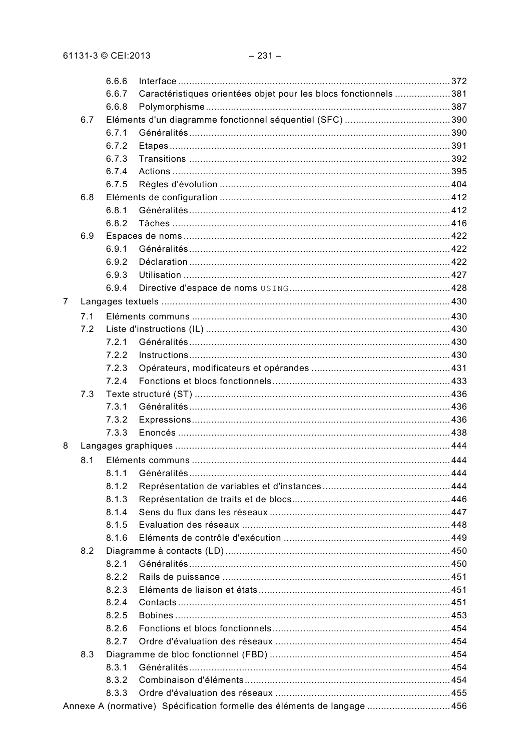6.6.6 Interface ........................................................................................ 372
6.6.7 Caractéristiques orientées objet pour les blocs fonctionnels .................... 381
6.6.8 Polymorphisme ....................................................................................... 387
6.7 Eléments d'un diagramme fonctionnel séquentiel (SFC) ...................................... 390
6.7.1 Généralités ............................................................................................. 390
6.7.2 Etapes .................................................................................................... 391
6.7.3 Transitions ............................................................................................. 392
6.7.4 Actions ................................................................................................... 395
6.7.5 Règles d'évolution .................................................................................. 404
6.8 Eléments de configuration .................................................................................. 412
6.8.1 Généralités ............................................................................................. 412
6.8.2 Tâches ................................................................................................... 416
6.9 Espaces de noms ............................................................................................... 422
6.9.1 Généralités ............................................................................................. 422
6.9.2 Déclaration ............................................................................................. 422
6.9.3 Utilisation ............................................................................................... 427
6.9.4 Directive d'espace de noms `USING` .......................................................... 428
7 Langages textuels ....................................................................................................... 430
7.1 Eléments communs ............................................................................................ 430
7.2 Liste d'instructions (IL) ....................................................................................... 430
7.2.1 Généralités ............................................................................................. 430
7.2.2 Instructions ............................................................................................. 430
7.2.3 Opérateurs, modificateurs et opérandes .................................................. 431
7.2.4 Fonctions et blocs fonctionnels ............................................................... 433
7.3 Texte structuré (ST) ........................................................................................... 436
7.3.1 Généralités ............................................................................................. 436
7.3.2 Expressions ............................................................................................ 436
7.3.3 Enoncés ................................................................................................. 438
8 Langages graphiques .................................................................................................. 444
8.1 Eléments communs ............................................................................................ 444
8.1.1 Généralités ............................................................................................. 444
8.1.2 Représentation de variables et d'instances ............................................. 444
8.1.3 Représentation de traits et de blocs ........................................................ 446
8.1.4 Sens du flux dans les réseaux ................................................................ 447
8.1.5 Evaluation des réseaux .......................................................................... 448
8.1.6 Eléments de contrôle d'exécution ........................................................... 449
8.2 Diagramme à contacts (LD) ................................................................................ 450
8.2.1 Généralités ............................................................................................. 450
8.2.2 Rails de puissance ................................................................................. 451
8.2.3 Eléments de liaison et états .................................................................... 451
8.2.4 Contacts ................................................................................................. 451
8.2.5 Bobines .................................................................................................. 453
8.2.6 Fonctions et blocs fonctionnels ............................................................... 454
8.2.7 Ordre d'évaluation des réseaux ............................................................... 454
8.3 Diagramme de bloc fonctionnel (FBD) ................................................................. 454
8.3.1 Généralités ............................................................................................. 454
8.3.2 Combinaison d'éléments ......................................................................... 454
8.3.3 Ordre d'évaluation des réseaux ............................................................... 455
Annexe A (normative) Spécification formelle des éléments de langage ............................. 456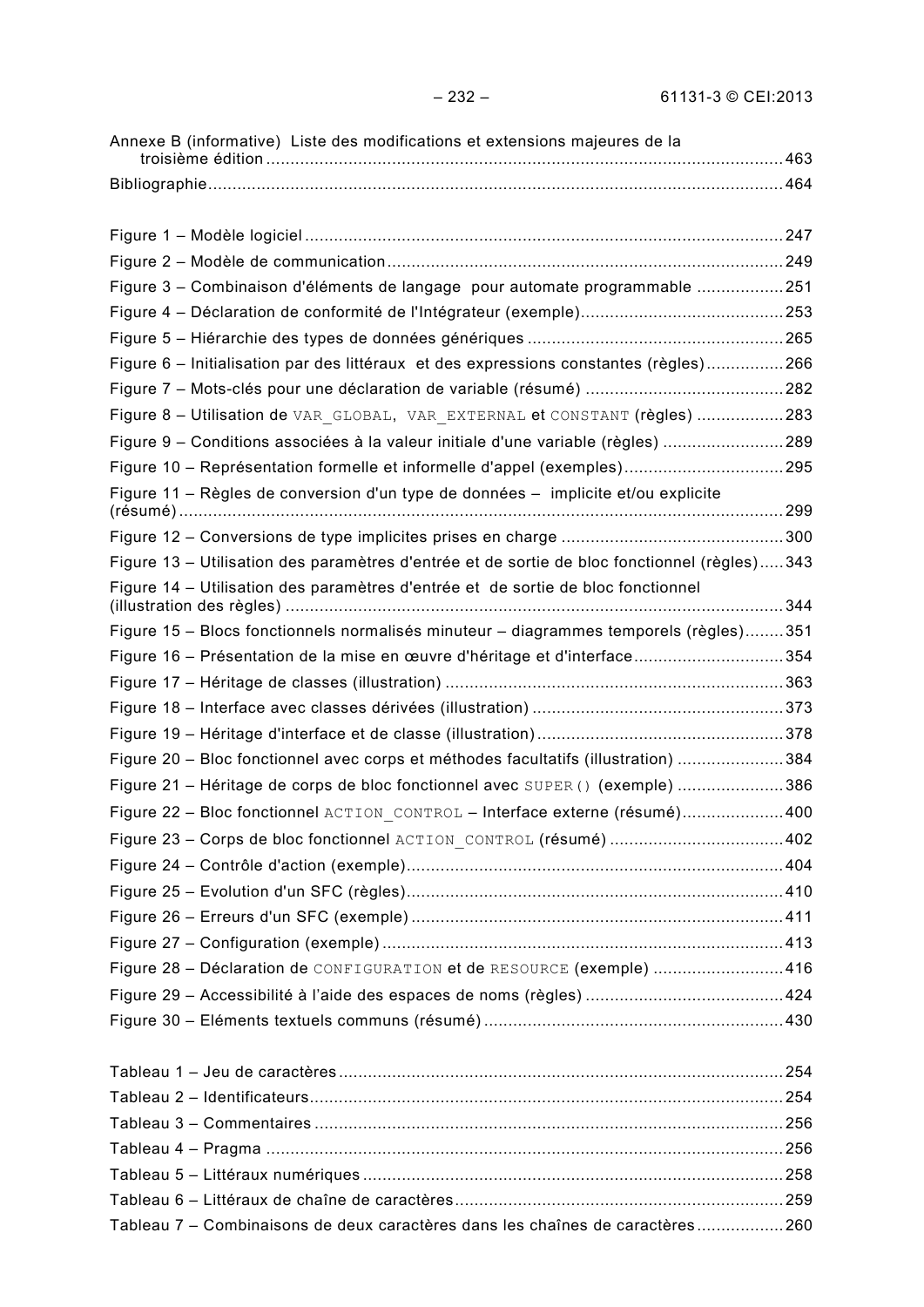Annexe B (informative) Liste des modifications et extensions majeures de la troisième édition ............................................................................................................ 463

Bibliographie ........................................................................................................................ 464

Figure 1 – Modèle logiciel ..................................................................................................... 247

Figure 2 – Modèle de communication .................................................................................. 249

Figure 3 – Combinaison d'éléments de langage pour automate programmable .................. 251

Figure 4 – Déclaration de conformité de l'Intégrateur (exemple) .......................................... 253

Figure 5 – Hiérarchie des types de données génériques ..................................................... 265

Figure 6 – Initialisation par des littéraux et des expressions constantes (règles) ................ 266

Figure 7 – Mots-clés pour une déclaration de variable (résumé) ......................................... 282

Figure 8 – Utilisation de `VAR_GLOBAL`, `VAR_EXTERNAL` et `CONSTANT` (règles) .................. 283

Figure 9 – Conditions associées à la valeur initiale d'une variable (règles) ......................... 289

Figure 10 – Représentation formelle et informelle d'appel (exemples) ................................. 295

Figure 11 – Règles de conversion d'un type de données – implicite et/ou explicite (résumé) ................................................................................................................................ 299

Figure 12 – Conversions de type implicites prises en charge .............................................. 300

Figure 13 – Utilisation des paramètres d'entrée et de sortie de bloc fonctionnel (règles) ..... 343

Figure 14 – Utilisation des paramètres d'entrée et de sortie de bloc fonctionnel (illustration des règles) ....................................................................................................... 344

Figure 15 – Blocs fonctionnels normalisés minuteur – diagrammes temporels (règles) ........ 351

Figure 16 – Présentation de la mise en œuvre d'héritage et d'interface ............................... 354

Figure 17 – Héritage de classes (illustration) ...................................................................... 363

Figure 18 – Interface avec classes dérivées (illustration) .................................................... 373

Figure 19 – Héritage d'interface et de classe (illustration) ................................................... 378

Figure 20 – Bloc fonctionnel avec corps et méthodes facultatifs (illustration) ...................... 384

Figure 21 – Héritage de corps de bloc fonctionnel avec `SUPER()` (exemple) ...................... 386

Figure 22 – Bloc fonctionnel `ACTION_CONTROL` – Interface externe (résumé) ..................... 400

Figure 23 – Corps de bloc fonctionnel `ACTION_CONTROL` (résumé) .................................... 402

Figure 24 – Contrôle d'action (exemple) ............................................................................. 404

Figure 25 – Evolution d'un SFC (règles) ............................................................................. 410

Figure 26 – Erreurs d'un SFC (exemple) ............................................................................ 411

Figure 27 – Configuration (exemple) ................................................................................... 413

Figure 28 – Déclaration de `CONFIGURATION` et de `RESOURCE` (exemple) ........................... 416

Figure 29 – Accessibilité à l'aide des espaces de noms (règles) ......................................... 424

Figure 30 – Eléments textuels communs (résumé) .............................................................. 430

Tableau 1 – Jeu de caractères ............................................................................................ 254

Tableau 2 – Identificateurs .................................................................................................. 254

Tableau 3 – Commentaires ................................................................................................. 256

Tableau 4 – Pragma ........................................................................................................... 256

Tableau 5 – Littéraux numériques ....................................................................................... 258

Tableau 6 – Littéraux de chaîne de caractères .................................................................... 259

Tableau 7 – Combinaisons de deux caractères dans les chaînes de caractères .................. 260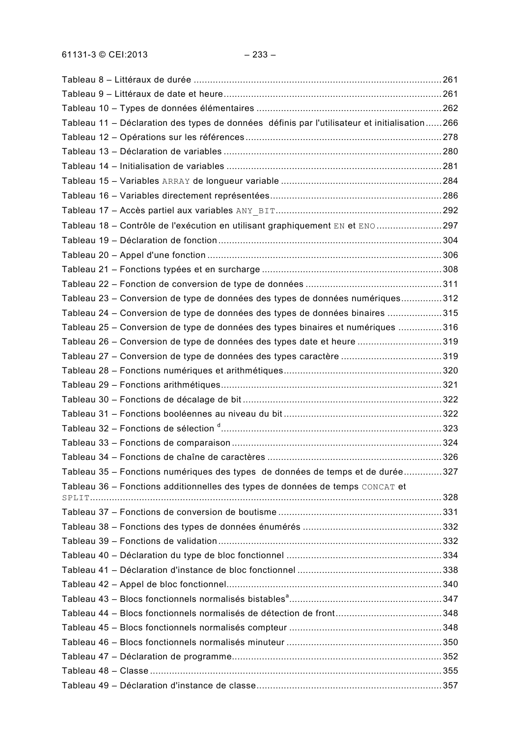Tableau 8 – Littéraux de durée ........................................................................................... 261
Tableau 9 – Littéraux de date et heure ................................................................................ 261
Tableau 10 – Types de données élémentaires .................................................................... 262
Tableau 11 – Déclaration des types de données définis par l'utilisateur et initialisation ...... 266
Tableau 12 – Opérations sur les références ........................................................................ 278
Tableau 13 – Déclaration de variables ................................................................................ 280
Tableau 14 – Initialisation de variables ............................................................................... 281
Tableau 15 – Variables `ARRAY` de longueur variable ........................................................... 284
Tableau 16 – Variables directement représentées ............................................................... 286
Tableau 17 – Accès partiel aux variables `ANY_BIT` ............................................................. 292
Tableau 18 – Contrôle de l'exécution en utilisant graphiquement `EN` et `ENO` ........................ 297
Tableau 19 – Déclaration de fonction .................................................................................. 304
Tableau 20 – Appel d'une fonction ...................................................................................... 306
Tableau 21 – Fonctions typées et en surcharge .................................................................. 308
Tableau 22 – Fonction de conversion de type de données .................................................. 311
Tableau 23 – Conversion de type de données des types de données numériques ............... 312
Tableau 24 – Conversion de type de données des types de données binaires .................... 315
Tableau 25 – Conversion de type de données des types binaires et numériques ................ 316
Tableau 26 – Conversion de type de données des types date et heure ............................... 319
Tableau 27 – Conversion de type de données des types caractère ..................................... 319
Tableau 28 – Fonctions numériques et arithmétiques .......................................................... 320
Tableau 29 – Fonctions arithmétiques ................................................................................. 321
Tableau 30 – Fonctions de décalage de bit ......................................................................... 322
Tableau 31 – Fonctions booléennes au niveau du bit .......................................................... 322
Tableau 32 – Fonctions de sélection [d] ................................................................................. 323
Tableau 33 – Fonctions de comparaison ............................................................................. 324
Tableau 34 – Fonctions de chaîne de caractères ................................................................ 326
Tableau 35 – Fonctions numériques des types de données de temps et de durée .............. 327
Tableau 36 – Fonctions additionnelles des types de données de temps `CONCAT` et `SPLIT` ................................................................................................................................. 328
Tableau 37 – Fonctions de conversion de boutisme ............................................................ 331
Tableau 38 – Fonctions des types de données énumérés ................................................... 332
Tableau 39 – Fonctions de validation .................................................................................. 332
Tableau 40 – Déclaration du type de bloc fonctionnel ......................................................... 334
Tableau 41 – Déclaration d'instance de bloc fonctionnel ..................................................... 338
Tableau 42 – Appel de bloc fonctionnel ............................................................................... 340
Tableau 43 – Blocs fonctionnels normalisés bistables [a] ........................................................ 347
Tableau 44 – Blocs fonctionnels normalisés de détection de front ....................................... 348
Tableau 45 – Blocs fonctionnels normalisés compteur ........................................................ 348
Tableau 46 – Blocs fonctionnels normalisés minuteur ......................................................... 350
Tableau 47 – Déclaration de programme ............................................................................. 352
Tableau 48 – Classe ........................................................................................................... 355
Tableau 49 – Déclaration d'instance de classe .................................................................... 357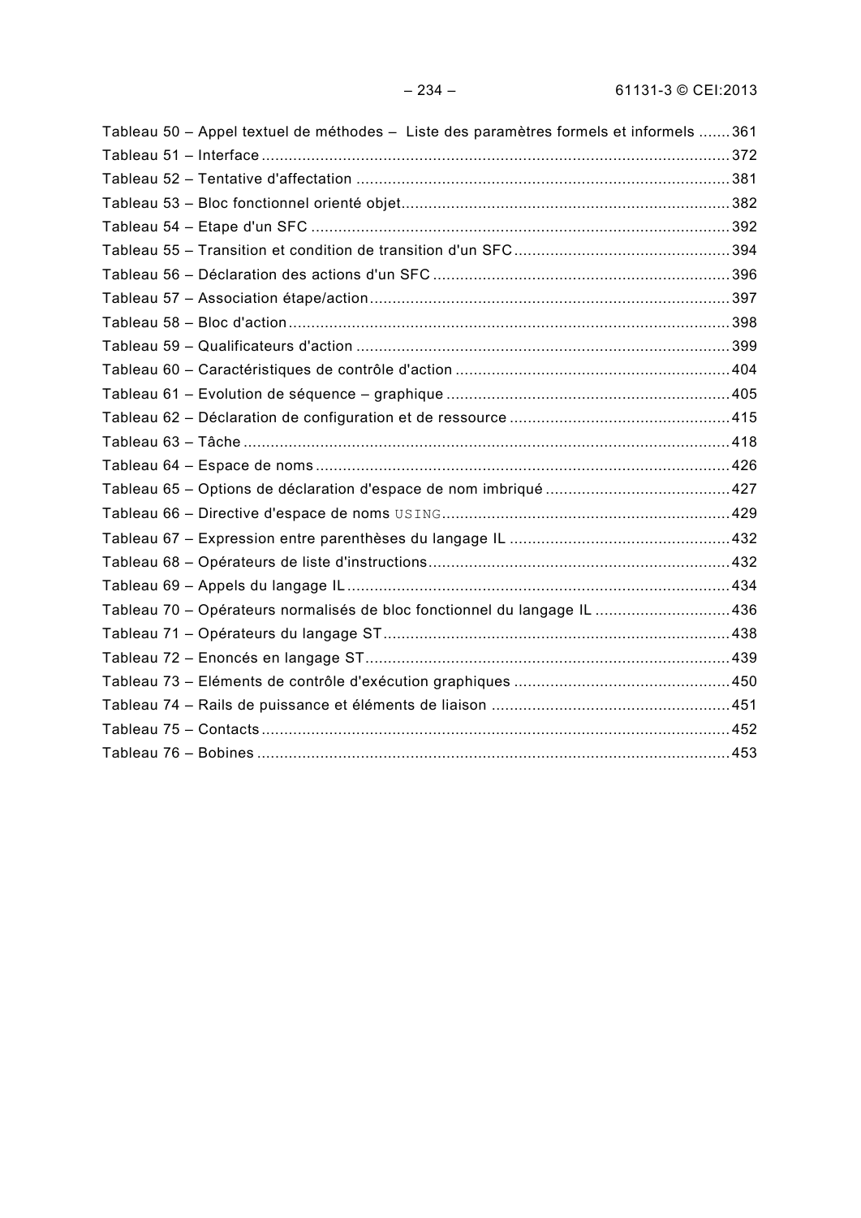Tableau 50 – Appel textuel de méthodes – Liste des paramètres formels et informels ....... 361
Tableau 51 – Interface ....................................................................................................... 372
Tableau 52 – Tentative d'affectation .................................................................................. 381
Tableau 53 – Bloc fonctionnel orienté objet........................................................................ 382
Tableau 54 – Etape d'un SFC ............................................................................................ 392
Tableau 55 – Transition et condition de transition d'un SFC ............................................... 394
Tableau 56 – Déclaration des actions d'un SFC ................................................................. 396
Tableau 57 – Association étape/action ............................................................................... 397
Tableau 58 – Bloc d'action ................................................................................................. 398
Tableau 59 – Qualificateurs d'action .................................................................................. 399
Tableau 60 – Caractéristiques de contrôle d'action ............................................................ 404
Tableau 61 – Evolution de séquence – graphique .............................................................. 405
Tableau 62 – Déclaration de configuration et de ressource ................................................ 415
Tableau 63 – Tâche ........................................................................................................... 418
Tableau 64 – Espace de noms ........................................................................................... 426
Tableau 65 – Options de déclaration d'espace de nom imbriqué ......................................... 427
Tableau 66 – Directive d'espace de noms `USING`............................................................... 429
Tableau 67 – Expression entre parenthèses du langage IL ................................................ 432
Tableau 68 – Opérateurs de liste d'instructions .................................................................. 432
Tableau 69 – Appels du langage IL .................................................................................... 434
Tableau 70 – Opérateurs normalisés de bloc fonctionnel du langage IL ............................. 436
Tableau 71 – Opérateurs du langage ST ............................................................................ 438
Tableau 72 – Enoncés en langage ST ................................................................................ 439
Tableau 73 – Eléments de contrôle d'exécution graphiques ............................................... 450
Tableau 74 – Rails de puissance et éléments de liaison .................................................... 451
Tableau 75 – Contacts ....................................................................................................... 452
Tableau 76 – Bobines ........................................................................................................ 453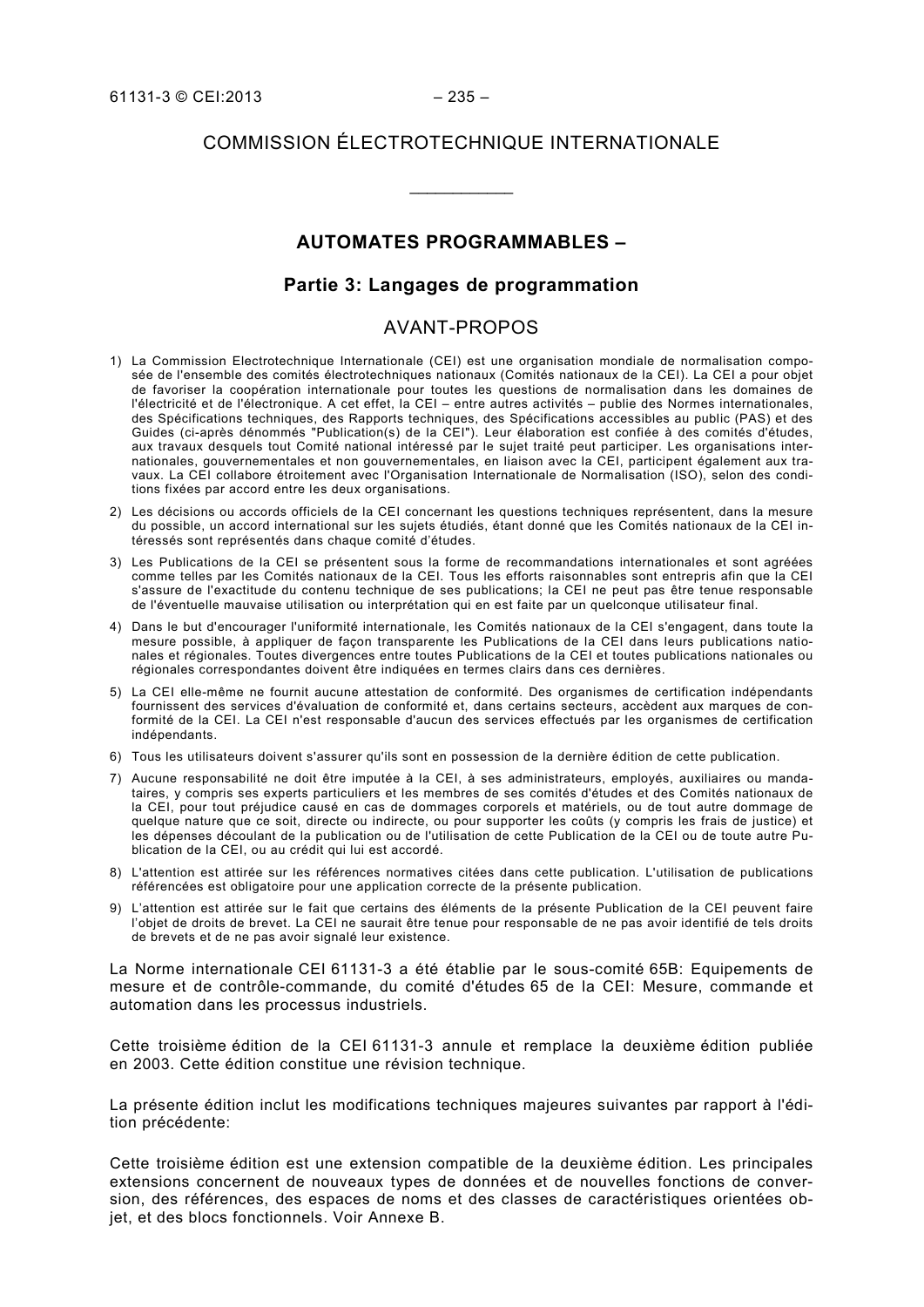# COMMISSION ÉLECTROTECHNIQUE INTERNATIONALE

___________

## AUTOMATES PROGRAMMABLES –

## Partie 3: Langages de programmation

## AVANT-PROPOS

1) La Commission Electrotechnique Internationale (CEI) est une organisation mondiale de normalisation composée de l'ensemble des comités électrotechniques nationaux (Comités nationaux de la CEI). La CEI a pour objet de favoriser la coopération internationale pour toutes les questions de normalisation dans les domaines de l'électricité et de l'électronique. A cet effet, la CEI – entre autres activités – publie des Normes internationales, des Spécifications techniques, des Rapports techniques, des Spécifications accessibles au public (PAS) et des Guides (ci-après dénommés "Publication(s) de la CEI"). Leur élaboration est confiée à des comités d'études, aux travaux desquels tout Comité national intéressé par le sujet traité peut participer. Les organisations internationales, gouvernementales et non gouvernementales, en liaison avec la CEI, participent également aux travaux. La CEI collabore étroitement avec l'Organisation Internationale de Normalisation (ISO), selon des conditions fixées par accord entre les deux organisations.
2) Les décisions ou accords officiels de la CEI concernant les questions techniques représentent, dans la mesure du possible, un accord international sur les sujets étudiés, étant donné que les Comités nationaux de la CEI intéressés sont représentés dans chaque comité d'études.
3) Les Publications de la CEI se présentent sous la forme de recommandations internationales et sont agréées comme telles par les Comités nationaux de la CEI. Tous les efforts raisonnables sont entrepris afin que la CEI s'assure de l'exactitude du contenu technique de ses publications; la CEI ne peut pas être tenue responsable de l'éventuelle mauvaise utilisation ou interprétation qui en est faite par un quelconque utilisateur final.
4) Dans le but d'encourager l'uniformité internationale, les Comités nationaux de la CEI s'engagent, dans toute la mesure possible, à appliquer de façon transparente les Publications de la CEI dans leurs publications nationales et régionales. Toutes divergences entre toutes Publications de la CEI et toutes publications nationales ou régionales correspondantes doivent être indiquées en termes clairs dans ces dernières.
5) La CEI elle-même ne fournit aucune attestation de conformité. Des organismes de certification indépendants fournissent des services d'évaluation de conformité et, dans certains secteurs, accèdent aux marques de conformité de la CEI. La CEI n'est responsable d'aucun des services effectués par les organismes de certification indépendants.
6) Tous les utilisateurs doivent s'assurer qu'ils sont en possession de la dernière édition de cette publication.
7) Aucune responsabilité ne doit être imputée à la CEI, à ses administrateurs, employés, auxiliaires ou mandataires, y compris ses experts particuliers et les membres de ses comités d'études et des Comités nationaux de la CEI, pour tout préjudice causé en cas de dommages corporels et matériels, ou de tout autre dommage de quelque nature que ce soit, directe ou indirecte, ou pour supporter les coûts (y compris les frais de justice) et les dépenses découlant de la publication ou de l'utilisation de cette Publication de la CEI ou de toute autre Publication de la CEI, ou au crédit qui lui est accordé.
8) L'attention est attirée sur les références normatives citées dans cette publication. L'utilisation de publications référencées est obligatoire pour une application correcte de la présente publication.
9) L'attention est attirée sur le fait que certains des éléments de la présente Publication de la CEI peuvent faire l'objet de droits de brevet. La CEI ne saurait être tenue pour responsable de ne pas avoir identifié de tels droits de brevets et de ne pas avoir signalé leur existence.

La Norme internationale CEI 61131-3 a été établie par le sous-comité 65B: Equipements de mesure et de contrôle-commande, du comité d'études 65 de la CEI: Mesure, commande et automation dans les processus industriels.

Cette troisième édition de la CEI 61131-3 annule et remplace la deuxième édition publiée en 2003. Cette édition constitue une révision technique.

La présente édition inclut les modifications techniques majeures suivantes par rapport à l'édition précédente:

Cette troisième édition est une extension compatible de la deuxième édition. Les principales extensions concernent de nouveaux types de données et de nouvelles fonctions de conversion, des références, des espaces de noms et des classes de caractéristiques orientées objet, et des blocs fonctionnels. Voir Annexe B.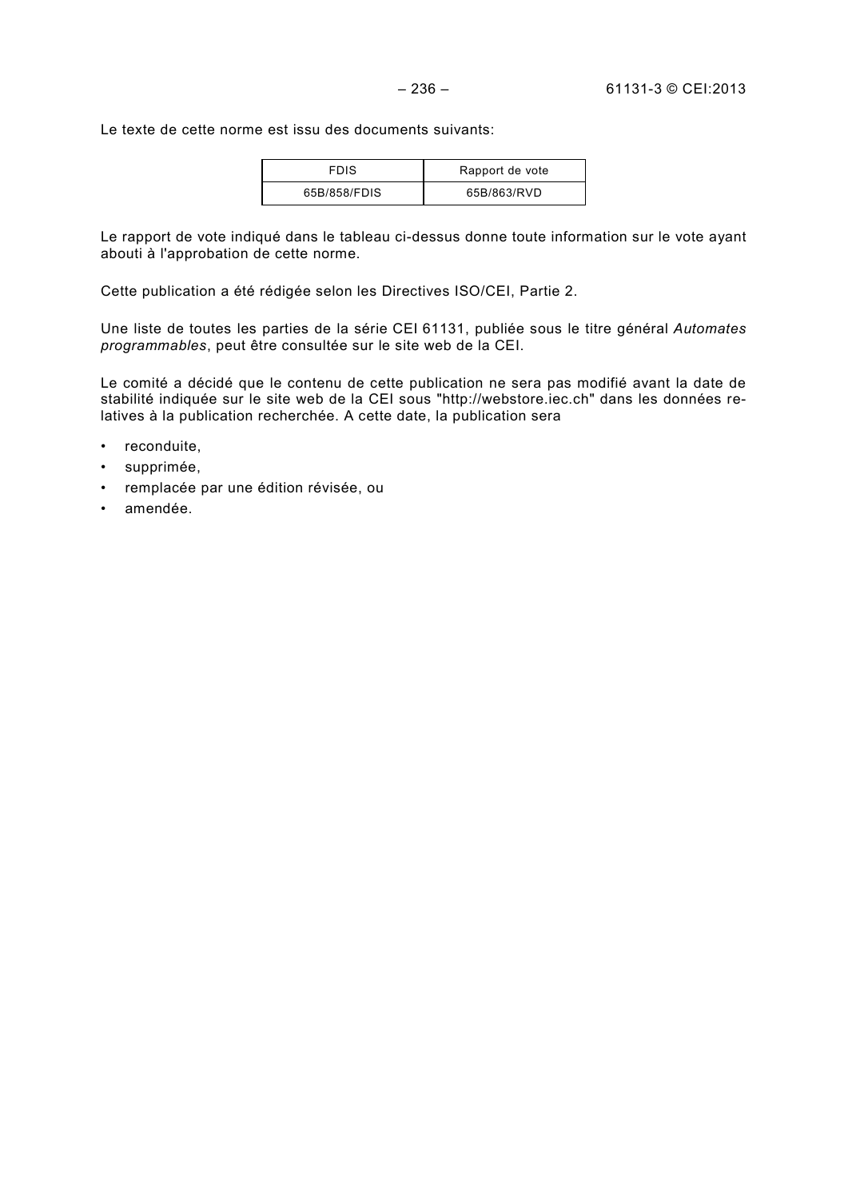Le texte de cette norme est issu des documents suivants:

| FDIS | Rapport de vote |
| --- | --- |
| 65B/858/FDIS | 65B/863/RVD |

Le rapport de vote indiqué dans le tableau ci-dessus donne toute information sur le vote ayant abouti à l'approbation de cette norme.

Cette publication a été rédigée selon les Directives ISO/CEI, Partie 2.

Une liste de toutes les parties de la série CEI 61131, publiée sous le titre général *Automates programmables*, peut être consultée sur le site web de la CEI.

Le comité a décidé que le contenu de cette publication ne sera pas modifié avant la date de stabilité indiquée sur le site web de la CEI sous "http://webstore.iec.ch" dans les données relatives à la publication recherchée. A cette date, la publication sera

- reconduite,
- supprimée,
- remplacée par une édition révisée, ou
- amendée.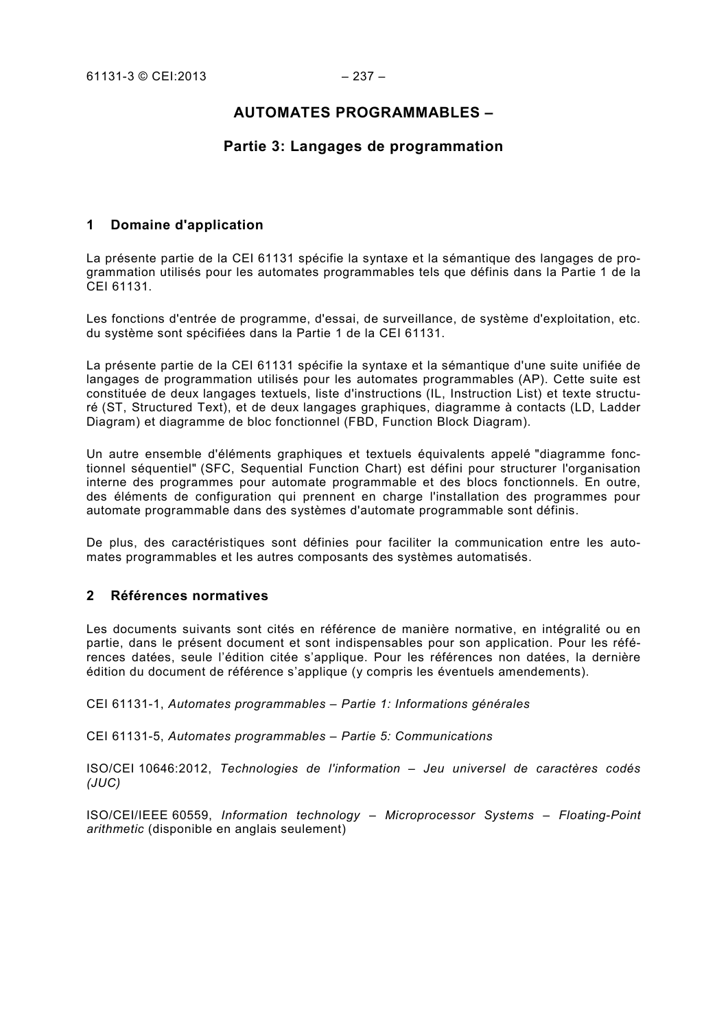# AUTOMATES PROGRAMMABLES –

## Partie 3: Langages de programmation

## 1 Domaine d'application

La présente partie de la CEI 61131 spécifie la syntaxe et la sémantique des langages de programmation utilisés pour les automates programmables tels que définis dans la Partie 1 de la CEI 61131.

Les fonctions d'entrée de programme, d'essai, de surveillance, de système d'exploitation, etc. du système sont spécifiées dans la Partie 1 de la CEI 61131.

La présente partie de la CEI 61131 spécifie la syntaxe et la sémantique d'une suite unifiée de langages de programmation utilisés pour les automates programmables (AP). Cette suite est constituée de deux langages textuels, liste d'instructions (IL, Instruction List) et texte structuré (ST, Structured Text), et de deux langages graphiques, diagramme à contacts (LD, Ladder Diagram) et diagramme de bloc fonctionnel (FBD, Function Block Diagram).

Un autre ensemble d'éléments graphiques et textuels équivalents appelé "diagramme fonctionnel séquentiel" (SFC, Sequential Function Chart) est défini pour structurer l'organisation interne des programmes pour automate programmable et des blocs fonctionnels. En outre, des éléments de configuration qui prennent en charge l'installation des programmes pour automate programmable dans des systèmes d'automate programmable sont définis.

De plus, des caractéristiques sont définies pour faciliter la communication entre les automates programmables et les autres composants des systèmes automatisés.

## 2 Références normatives

Les documents suivants sont cités en référence de manière normative, en intégralité ou en partie, dans le présent document et sont indispensables pour son application. Pour les références datées, seule l'édition citée s'applique. Pour les références non datées, la dernière édition du document de référence s'applique (y compris les éventuels amendements).

CEI 61131-1, *Automates programmables – Partie 1: Informations générales*

CEI 61131-5, *Automates programmables – Partie 5: Communications*

ISO/CEI 10646:2012, *Technologies de l'information – Jeu universel de caractères codés (JUC)*

ISO/CEI/IEEE 60559, *Information technology – Microprocessor Systems – Floating-Point arithmetic* (disponible en anglais seulement)